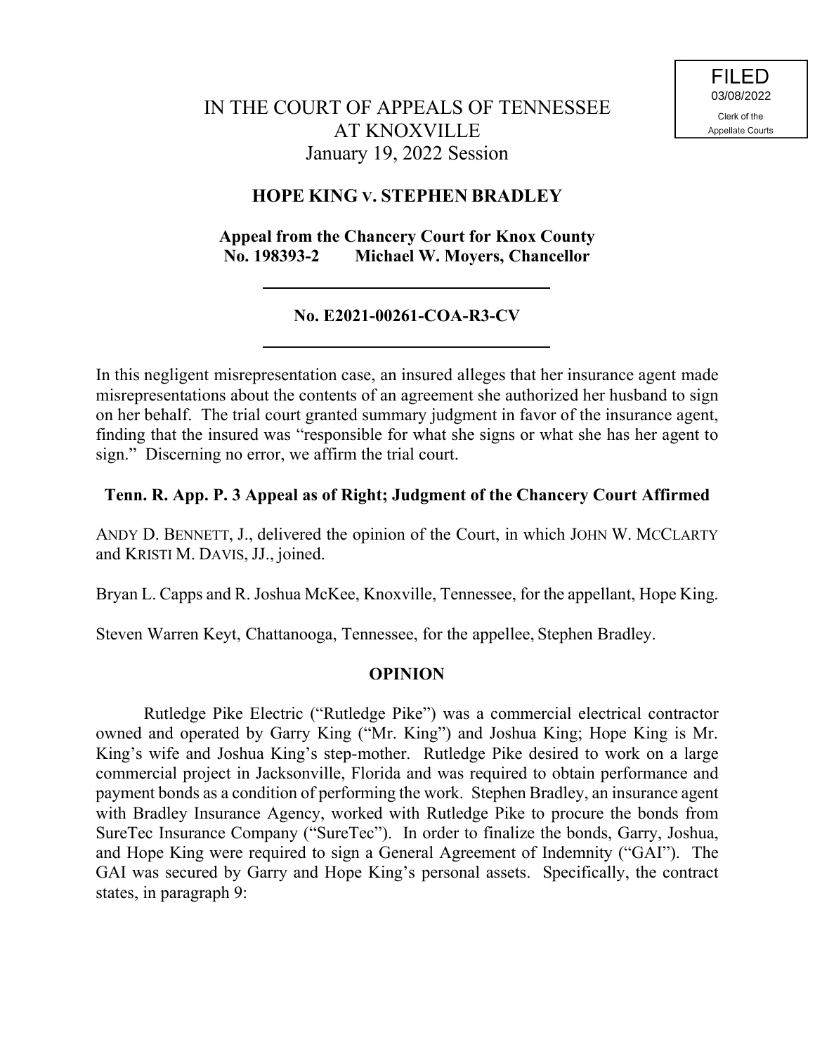FILED
03/08/2022
Clerk of the
Appellate Courts

# IN THE COURT OF APPEALS OF TENNESSEE AT KNOXVILLE

January 19, 2022 Session

## HOPE KING v. STEPHEN BRADLEY

**Appeal from the Chancery Court for Knox County**
**No. 198393-2 Michael W. Moyers, Chancellor**

---

**No. E2021-00261-COA-R3-CV**

---

In this negligent misrepresentation case, an insured alleges that her insurance agent made misrepresentations about the contents of an agreement she authorized her husband to sign on her behalf. The trial court granted summary judgment in favor of the insurance agent, finding that the insured was "responsible for what she signs or what she has her agent to sign." Discerning no error, we affirm the trial court.

**Tenn. R. App. P. 3 Appeal as of Right; Judgment of the Chancery Court Affirmed**

ANDY D. BENNETT, J., delivered the opinion of the Court, in which JOHN W. MCCLARTY and KRISTI M. DAVIS, JJ., joined.

Bryan L. Capps and R. Joshua McKee, Knoxville, Tennessee, for the appellant, Hope King.

Steven Warren Keyt, Chattanooga, Tennessee, for the appellee, Stephen Bradley.

## OPINION

Rutledge Pike Electric ("Rutledge Pike") was a commercial electrical contractor owned and operated by Garry King ("Mr. King") and Joshua King; Hope King is Mr. King's wife and Joshua King's step-mother. Rutledge Pike desired to work on a large commercial project in Jacksonville, Florida and was required to obtain performance and payment bonds as a condition of performing the work. Stephen Bradley, an insurance agent with Bradley Insurance Agency, worked with Rutledge Pike to procure the bonds from SureTec Insurance Company ("SureTec"). In order to finalize the bonds, Garry, Joshua, and Hope King were required to sign a General Agreement of Indemnity ("GAI"). The GAI was secured by Garry and Hope King's personal assets. Specifically, the contract states, in paragraph 9: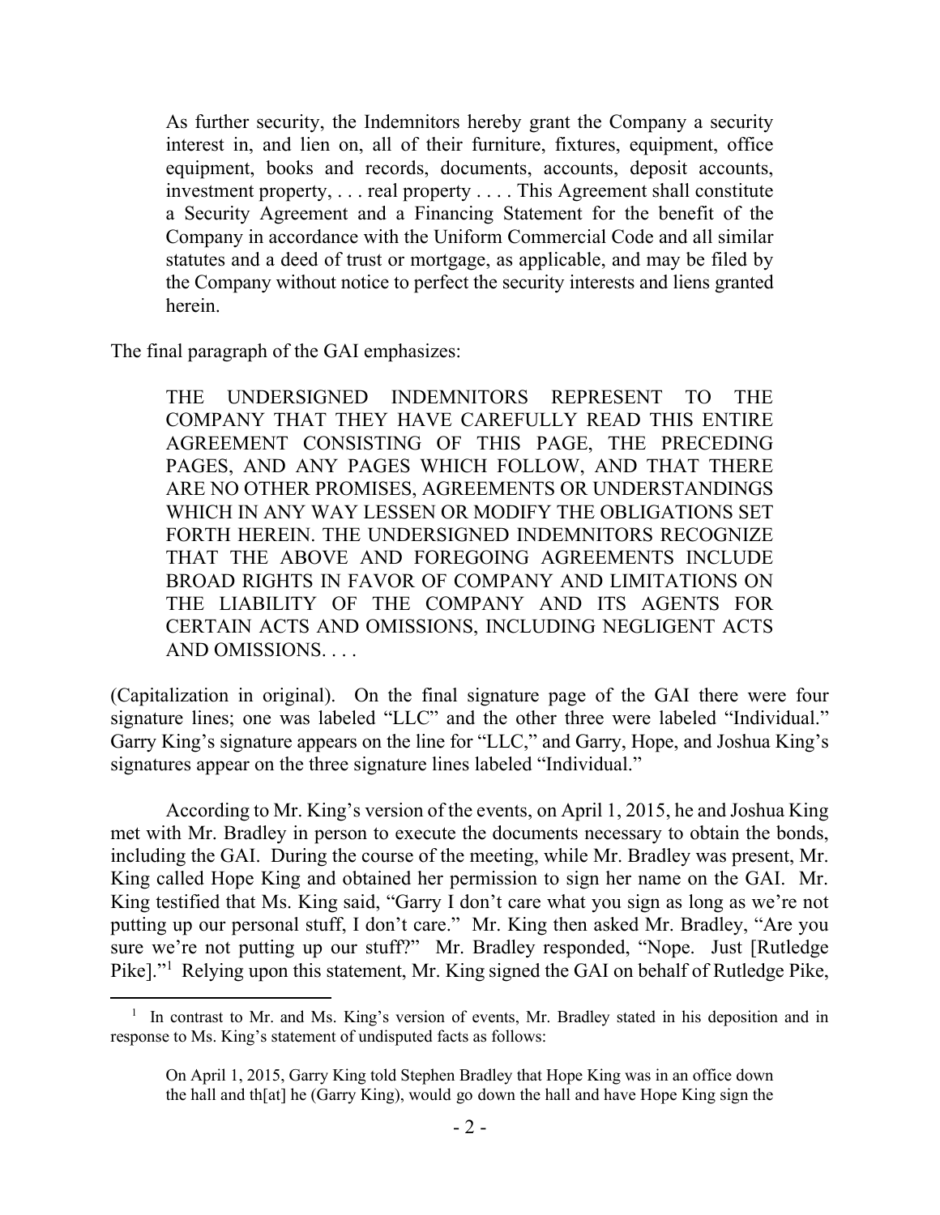> As further security, the Indemnitors hereby grant the Company a security interest in, and lien on, all of their furniture, fixtures, equipment, office equipment, books and records, documents, accounts, deposit accounts, investment property, . . . real property . . . . This Agreement shall constitute a Security Agreement and a Financing Statement for the benefit of the Company in accordance with the Uniform Commercial Code and all similar statutes and a deed of trust or mortgage, as applicable, and may be filed by the Company without notice to perfect the security interests and liens granted herein.

The final paragraph of the GAI emphasizes:

> THE UNDERSIGNED INDEMNITORS REPRESENT TO THE COMPANY THAT THEY HAVE CAREFULLY READ THIS ENTIRE AGREEMENT CONSISTING OF THIS PAGE, THE PRECEDING PAGES, AND ANY PAGES WHICH FOLLOW, AND THAT THERE ARE NO OTHER PROMISES, AGREEMENTS OR UNDERSTANDINGS WHICH IN ANY WAY LESSEN OR MODIFY THE OBLIGATIONS SET FORTH HEREIN. THE UNDERSIGNED INDEMNITORS RECOGNIZE THAT THE ABOVE AND FOREGOING AGREEMENTS INCLUDE BROAD RIGHTS IN FAVOR OF COMPANY AND LIMITATIONS ON THE LIABILITY OF THE COMPANY AND ITS AGENTS FOR CERTAIN ACTS AND OMISSIONS, INCLUDING NEGLIGENT ACTS AND OMISSIONS. . . .

(Capitalization in original). On the final signature page of the GAI there were four signature lines; one was labeled "LLC" and the other three were labeled "Individual." Garry King's signature appears on the line for "LLC," and Garry, Hope, and Joshua King's signatures appear on the three signature lines labeled "Individual."

According to Mr. King's version of the events, on April 1, 2015, he and Joshua King met with Mr. Bradley in person to execute the documents necessary to obtain the bonds, including the GAI. During the course of the meeting, while Mr. Bradley was present, Mr. King called Hope King and obtained her permission to sign her name on the GAI. Mr. King testified that Ms. King said, "Garry I don't care what you sign as long as we're not putting up our personal stuff, I don't care." Mr. King then asked Mr. Bradley, "Are you sure we're not putting up our stuff?" Mr. Bradley responded, "Nope. Just [Rutledge Pike]."[1] Relying upon this statement, Mr. King signed the GAI on behalf of Rutledge Pike,

---

[1] In contrast to Mr. and Ms. King's version of events, Mr. Bradley stated in his deposition and in response to Ms. King's statement of undisputed facts as follows:

> On April 1, 2015, Garry King told Stephen Bradley that Hope King was in an office down the hall and th[at] he (Garry King), would go down the hall and have Hope King sign the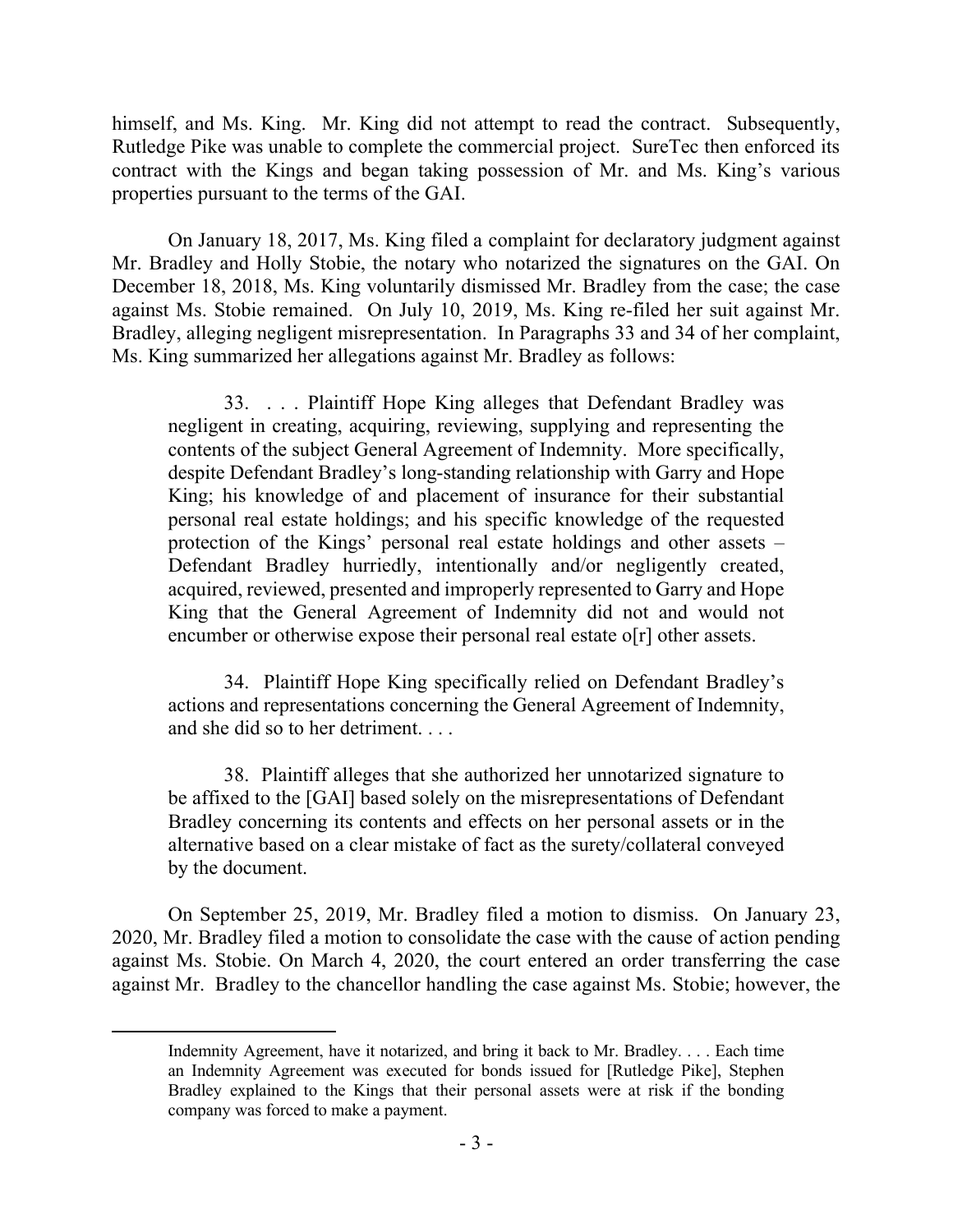himself, and Ms. King. Mr. King did not attempt to read the contract. Subsequently, Rutledge Pike was unable to complete the commercial project. SureTec then enforced its contract with the Kings and began taking possession of Mr. and Ms. King's various properties pursuant to the terms of the GAI.

On January 18, 2017, Ms. King filed a complaint for declaratory judgment against Mr. Bradley and Holly Stobie, the notary who notarized the signatures on the GAI. On December 18, 2018, Ms. King voluntarily dismissed Mr. Bradley from the case; the case against Ms. Stobie remained. On July 10, 2019, Ms. King re-filed her suit against Mr. Bradley, alleging negligent misrepresentation. In Paragraphs 33 and 34 of her complaint, Ms. King summarized her allegations against Mr. Bradley as follows:

> 33. . . . Plaintiff Hope King alleges that Defendant Bradley was negligent in creating, acquiring, reviewing, supplying and representing the contents of the subject General Agreement of Indemnity. More specifically, despite Defendant Bradley's long-standing relationship with Garry and Hope King; his knowledge of and placement of insurance for their substantial personal real estate holdings; and his specific knowledge of the requested protection of the Kings' personal real estate holdings and other assets – Defendant Bradley hurriedly, intentionally and/or negligently created, acquired, reviewed, presented and improperly represented to Garry and Hope King that the General Agreement of Indemnity did not and would not encumber or otherwise expose their personal real estate o[r] other assets.
>
> 34. Plaintiff Hope King specifically relied on Defendant Bradley's actions and representations concerning the General Agreement of Indemnity, and she did so to her detriment. . . .
>
> 38. Plaintiff alleges that she authorized her unnotarized signature to be affixed to the [GAI] based solely on the misrepresentations of Defendant Bradley concerning its contents and effects on her personal assets or in the alternative based on a clear mistake of fact as the surety/collateral conveyed by the document.

On September 25, 2019, Mr. Bradley filed a motion to dismiss. On January 23, 2020, Mr. Bradley filed a motion to consolidate the case with the cause of action pending against Ms. Stobie. On March 4, 2020, the court entered an order transferring the case against Mr. Bradley to the chancellor handling the case against Ms. Stobie; however, the

---

Indemnity Agreement, have it notarized, and bring it back to Mr. Bradley. . . . Each time an Indemnity Agreement was executed for bonds issued for [Rutledge Pike], Stephen Bradley explained to the Kings that their personal assets were at risk if the bonding company was forced to make a payment.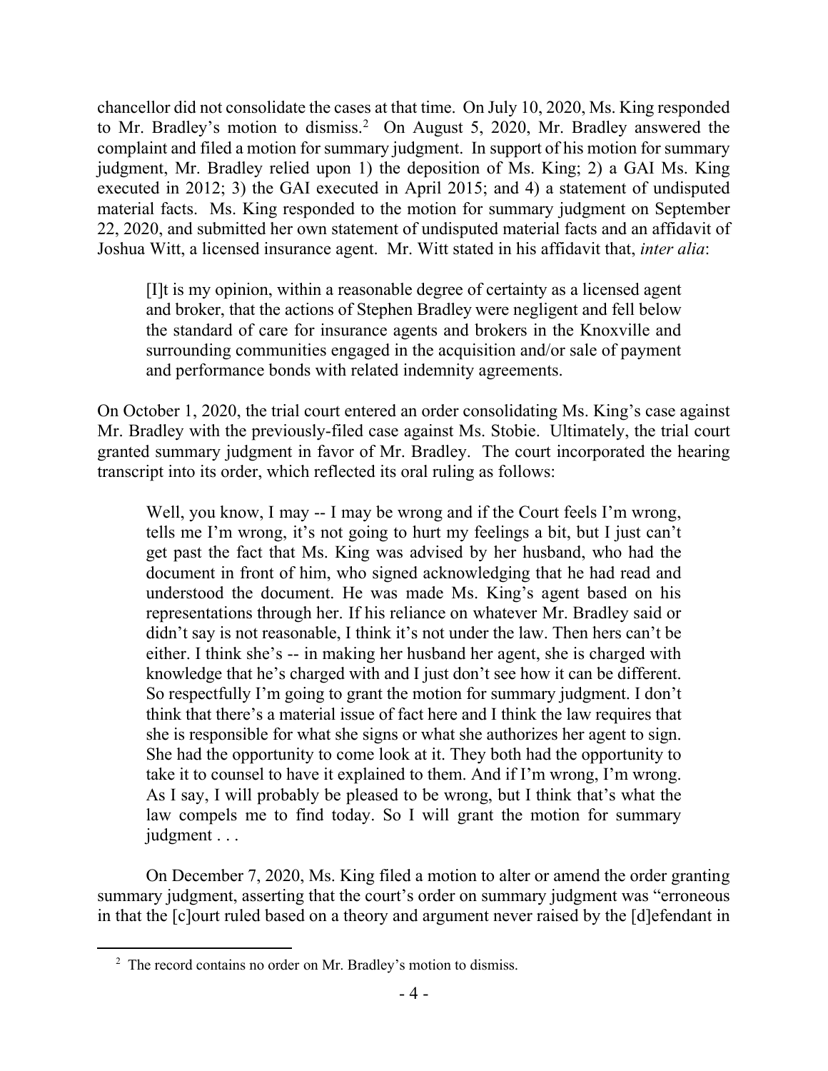chancellor did not consolidate the cases at that time. On July 10, 2020, Ms. King responded to Mr. Bradley's motion to dismiss.[2] On August 5, 2020, Mr. Bradley answered the complaint and filed a motion for summary judgment. In support of his motion for summary judgment, Mr. Bradley relied upon 1) the deposition of Ms. King; 2) a GAI Ms. King executed in 2012; 3) the GAI executed in April 2015; and 4) a statement of undisputed material facts. Ms. King responded to the motion for summary judgment on September 22, 2020, and submitted her own statement of undisputed material facts and an affidavit of Joshua Witt, a licensed insurance agent. Mr. Witt stated in his affidavit that, *inter alia*:

> [I]t is my opinion, within a reasonable degree of certainty as a licensed agent and broker, that the actions of Stephen Bradley were negligent and fell below the standard of care for insurance agents and brokers in the Knoxville and surrounding communities engaged in the acquisition and/or sale of payment and performance bonds with related indemnity agreements.

On October 1, 2020, the trial court entered an order consolidating Ms. King's case against Mr. Bradley with the previously-filed case against Ms. Stobie. Ultimately, the trial court granted summary judgment in favor of Mr. Bradley. The court incorporated the hearing transcript into its order, which reflected its oral ruling as follows:

> Well, you know, I may -- I may be wrong and if the Court feels I'm wrong, tells me I'm wrong, it's not going to hurt my feelings a bit, but I just can't get past the fact that Ms. King was advised by her husband, who had the document in front of him, who signed acknowledging that he had read and understood the document. He was made Ms. King's agent based on his representations through her. If his reliance on whatever Mr. Bradley said or didn't say is not reasonable, I think it's not under the law. Then hers can't be either. I think she's -- in making her husband her agent, she is charged with knowledge that he's charged with and I just don't see how it can be different. So respectfully I'm going to grant the motion for summary judgment. I don't think that there's a material issue of fact here and I think the law requires that she is responsible for what she signs or what she authorizes her agent to sign. She had the opportunity to come look at it. They both had the opportunity to take it to counsel to have it explained to them. And if I'm wrong, I'm wrong. As I say, I will probably be pleased to be wrong, but I think that's what the law compels me to find today. So I will grant the motion for summary judgment . . .

On December 7, 2020, Ms. King filed a motion to alter or amend the order granting summary judgment, asserting that the court's order on summary judgment was "erroneous in that the [c]ourt ruled based on a theory and argument never raised by the [d]efendant in

[2] The record contains no order on Mr. Bradley's motion to dismiss.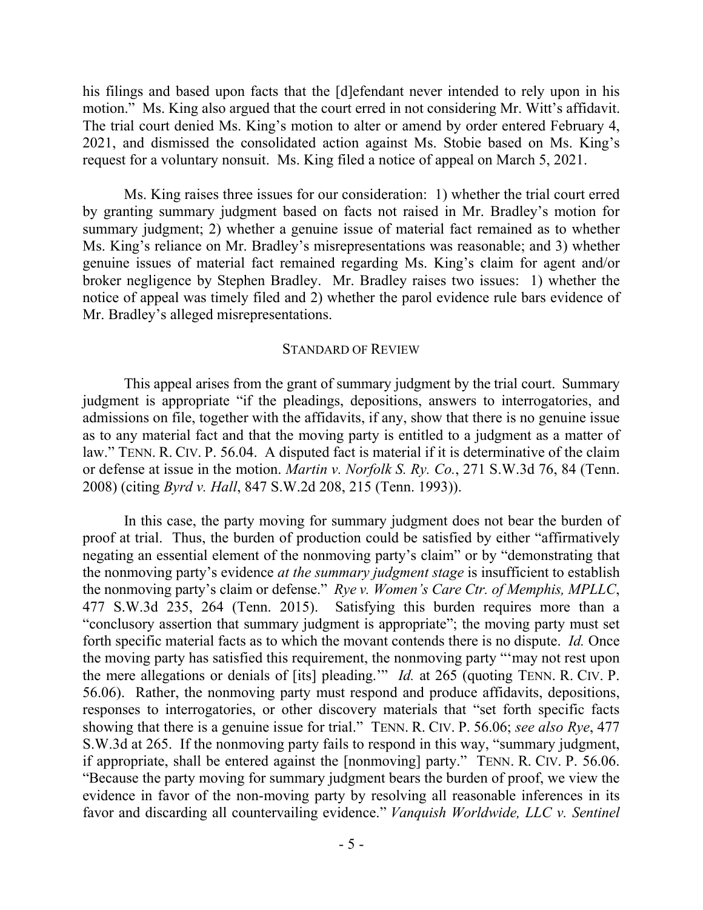his filings and based upon facts that the [d]efendant never intended to rely upon in his motion." Ms. King also argued that the court erred in not considering Mr. Witt's affidavit. The trial court denied Ms. King's motion to alter or amend by order entered February 4, 2021, and dismissed the consolidated action against Ms. Stobie based on Ms. King's request for a voluntary nonsuit. Ms. King filed a notice of appeal on March 5, 2021.

Ms. King raises three issues for our consideration: 1) whether the trial court erred by granting summary judgment based on facts not raised in Mr. Bradley's motion for summary judgment; 2) whether a genuine issue of material fact remained as to whether Ms. King's reliance on Mr. Bradley's misrepresentations was reasonable; and 3) whether genuine issues of material fact remained regarding Ms. King's claim for agent and/or broker negligence by Stephen Bradley. Mr. Bradley raises two issues: 1) whether the notice of appeal was timely filed and 2) whether the parol evidence rule bars evidence of Mr. Bradley's alleged misrepresentations.

## STANDARD OF REVIEW

This appeal arises from the grant of summary judgment by the trial court. Summary judgment is appropriate "if the pleadings, depositions, answers to interrogatories, and admissions on file, together with the affidavits, if any, show that there is no genuine issue as to any material fact and that the moving party is entitled to a judgment as a matter of law." TENN. R. CIV. P. 56.04. A disputed fact is material if it is determinative of the claim or defense at issue in the motion. *Martin v. Norfolk S. Ry. Co.*, 271 S.W.3d 76, 84 (Tenn. 2008) (citing *Byrd v. Hall*, 847 S.W.2d 208, 215 (Tenn. 1993)).

In this case, the party moving for summary judgment does not bear the burden of proof at trial. Thus, the burden of production could be satisfied by either "affirmatively negating an essential element of the nonmoving party's claim" or by "demonstrating that the nonmoving party's evidence *at the summary judgment stage* is insufficient to establish the nonmoving party's claim or defense." *Rye v. Women's Care Ctr. of Memphis, MPLLC*, 477 S.W.3d 235, 264 (Tenn. 2015). Satisfying this burden requires more than a "conclusory assertion that summary judgment is appropriate"; the moving party must set forth specific material facts as to which the movant contends there is no dispute. *Id.* Once the moving party has satisfied this requirement, the nonmoving party "'may not rest upon the mere allegations or denials of [its] pleading.'" *Id.* at 265 (quoting TENN. R. CIV. P. 56.06). Rather, the nonmoving party must respond and produce affidavits, depositions, responses to interrogatories, or other discovery materials that "set forth specific facts showing that there is a genuine issue for trial." TENN. R. CIV. P. 56.06; *see also Rye*, 477 S.W.3d at 265. If the nonmoving party fails to respond in this way, "summary judgment, if appropriate, shall be entered against the [nonmoving] party." TENN. R. CIV. P. 56.06. "Because the party moving for summary judgment bears the burden of proof, we view the evidence in favor of the non-moving party by resolving all reasonable inferences in its favor and discarding all countervailing evidence." *Vanquish Worldwide, LLC v. Sentinel*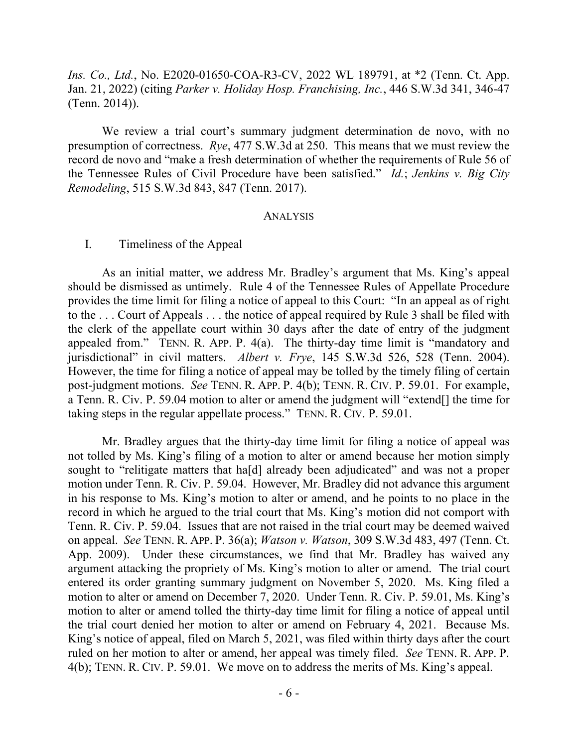*Ins. Co., Ltd.*, No. E2020-01650-COA-R3-CV, 2022 WL 189791, at *2 (Tenn. Ct. App. Jan. 21, 2022) (citing *Parker v. Holiday Hosp. Franchising, Inc.*, 446 S.W.3d 341, 346-47 (Tenn. 2014)).

We review a trial court's summary judgment determination de novo, with no presumption of correctness. *Rye*, 477 S.W.3d at 250. This means that we must review the record de novo and "make a fresh determination of whether the requirements of Rule 56 of the Tennessee Rules of Civil Procedure have been satisfied." *Id.*; *Jenkins v. Big City Remodeling*, 515 S.W.3d 843, 847 (Tenn. 2017).

## ANALYSIS

### I. Timeliness of the Appeal

As an initial matter, we address Mr. Bradley's argument that Ms. King's appeal should be dismissed as untimely. Rule 4 of the Tennessee Rules of Appellate Procedure provides the time limit for filing a notice of appeal to this Court: "In an appeal as of right to the . . . Court of Appeals . . . the notice of appeal required by Rule 3 shall be filed with the clerk of the appellate court within 30 days after the date of entry of the judgment appealed from." TENN. R. APP. P. 4(a). The thirty-day time limit is "mandatory and jurisdictional" in civil matters. *Albert v. Frye*, 145 S.W.3d 526, 528 (Tenn. 2004). However, the time for filing a notice of appeal may be tolled by the timely filing of certain post-judgment motions. *See* TENN. R. APP. P. 4(b); TENN. R. CIV. P. 59.01. For example, a Tenn. R. Civ. P. 59.04 motion to alter or amend the judgment will "extend[] the time for taking steps in the regular appellate process." TENN. R. CIV. P. 59.01.

Mr. Bradley argues that the thirty-day time limit for filing a notice of appeal was not tolled by Ms. King's filing of a motion to alter or amend because her motion simply sought to "relitigate matters that ha[d] already been adjudicated" and was not a proper motion under Tenn. R. Civ. P. 59.04. However, Mr. Bradley did not advance this argument in his response to Ms. King's motion to alter or amend, and he points to no place in the record in which he argued to the trial court that Ms. King's motion did not comport with Tenn. R. Civ. P. 59.04. Issues that are not raised in the trial court may be deemed waived on appeal. *See* TENN. R. APP. P. 36(a); *Watson v. Watson*, 309 S.W.3d 483, 497 (Tenn. Ct. App. 2009). Under these circumstances, we find that Mr. Bradley has waived any argument attacking the propriety of Ms. King's motion to alter or amend. The trial court entered its order granting summary judgment on November 5, 2020. Ms. King filed a motion to alter or amend on December 7, 2020. Under Tenn. R. Civ. P. 59.01, Ms. King's motion to alter or amend tolled the thirty-day time limit for filing a notice of appeal until the trial court denied her motion to alter or amend on February 4, 2021. Because Ms. King's notice of appeal, filed on March 5, 2021, was filed within thirty days after the court ruled on her motion to alter or amend, her appeal was timely filed. *See* TENN. R. APP. P. 4(b); TENN. R. CIV. P. 59.01. We move on to address the merits of Ms. King's appeal.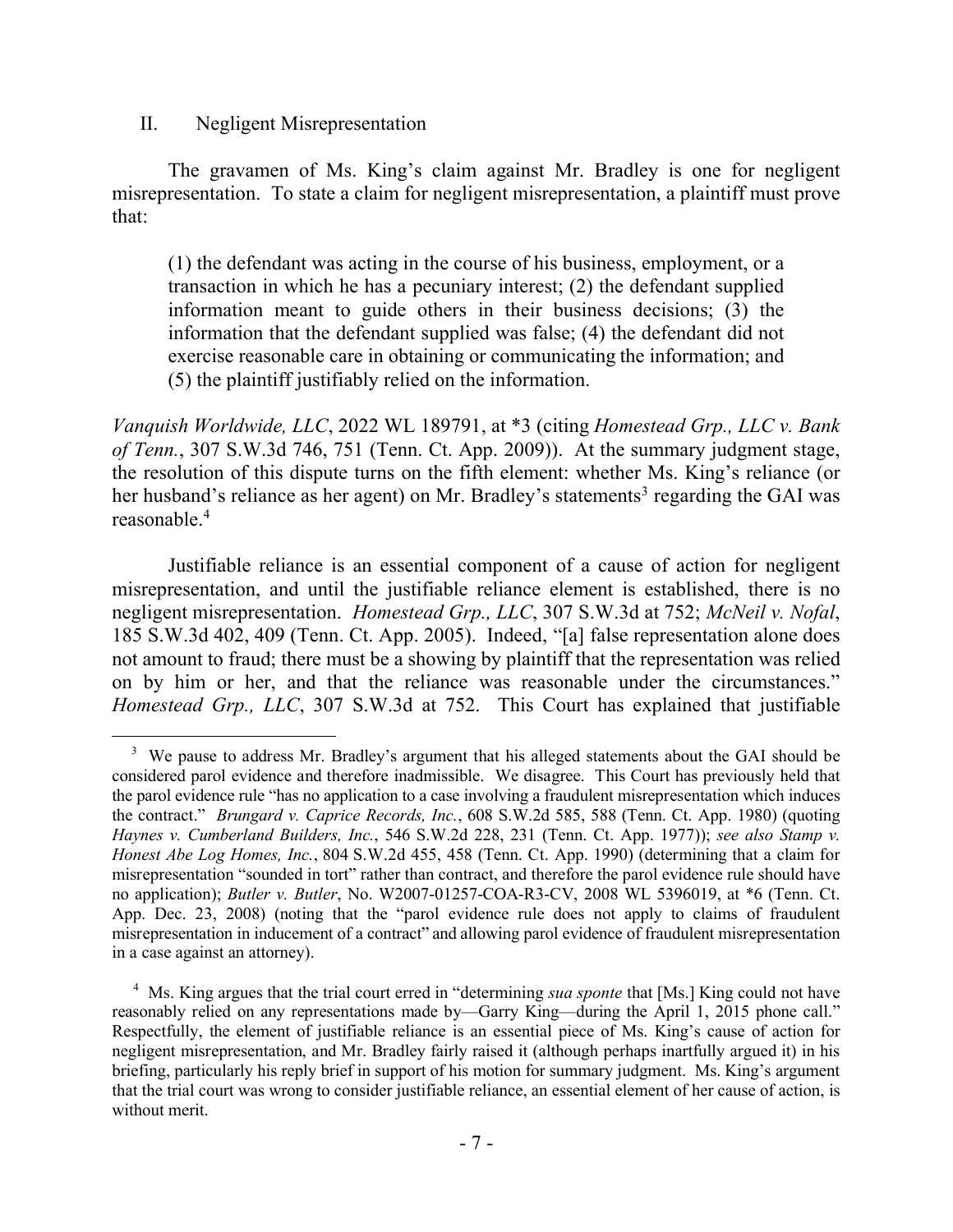## II. Negligent Misrepresentation

The gravamen of Ms. King's claim against Mr. Bradley is one for negligent misrepresentation. To state a claim for negligent misrepresentation, a plaintiff must prove that:

> (1) the defendant was acting in the course of his business, employment, or a transaction in which he has a pecuniary interest; (2) the defendant supplied information meant to guide others in their business decisions; (3) the information that the defendant supplied was false; (4) the defendant did not exercise reasonable care in obtaining or communicating the information; and (5) the plaintiff justifiably relied on the information.

*Vanquish Worldwide, LLC*, 2022 WL 189791, at \*3 (citing *Homestead Grp., LLC v. Bank of Tenn.*, 307 S.W.3d 746, 751 (Tenn. Ct. App. 2009)). At the summary judgment stage, the resolution of this dispute turns on the fifth element: whether Ms. King's reliance (or her husband's reliance as her agent) on Mr. Bradley's statements[3] regarding the GAI was reasonable.[4]

Justifiable reliance is an essential component of a cause of action for negligent misrepresentation, and until the justifiable reliance element is established, there is no negligent misrepresentation. *Homestead Grp., LLC*, 307 S.W.3d at 752; *McNeil v. Nofal*, 185 S.W.3d 402, 409 (Tenn. Ct. App. 2005). Indeed, "[a] false representation alone does not amount to fraud; there must be a showing by plaintiff that the representation was relied on by him or her, and that the reliance was reasonable under the circumstances." *Homestead Grp., LLC*, 307 S.W.3d at 752. This Court has explained that justifiable

---

[3] We pause to address Mr. Bradley's argument that his alleged statements about the GAI should be considered parol evidence and therefore inadmissible. We disagree. This Court has previously held that the parol evidence rule "has no application to a case involving a fraudulent misrepresentation which induces the contract." *Brungard v. Caprice Records, Inc.*, 608 S.W.2d 585, 588 (Tenn. Ct. App. 1980) (quoting *Haynes v. Cumberland Builders, Inc.*, 546 S.W.2d 228, 231 (Tenn. Ct. App. 1977)); *see also Stamp v. Honest Abe Log Homes, Inc.*, 804 S.W.2d 455, 458 (Tenn. Ct. App. 1990) (determining that a claim for misrepresentation "sounded in tort" rather than contract, and therefore the parol evidence rule should have no application); *Butler v. Butler*, No. W2007-01257-COA-R3-CV, 2008 WL 5396019, at \*6 (Tenn. Ct. App. Dec. 23, 2008) (noting that the "parol evidence rule does not apply to claims of fraudulent misrepresentation in inducement of a contract" and allowing parol evidence of fraudulent misrepresentation in a case against an attorney).

[4] Ms. King argues that the trial court erred in "determining *sua sponte* that [Ms.] King could not have reasonably relied on any representations made by—Garry King—during the April 1, 2015 phone call." Respectfully, the element of justifiable reliance is an essential piece of Ms. King's cause of action for negligent misrepresentation, and Mr. Bradley fairly raised it (although perhaps inartfully argued it) in his briefing, particularly his reply brief in support of his motion for summary judgment. Ms. King's argument that the trial court was wrong to consider justifiable reliance, an essential element of her cause of action, is without merit.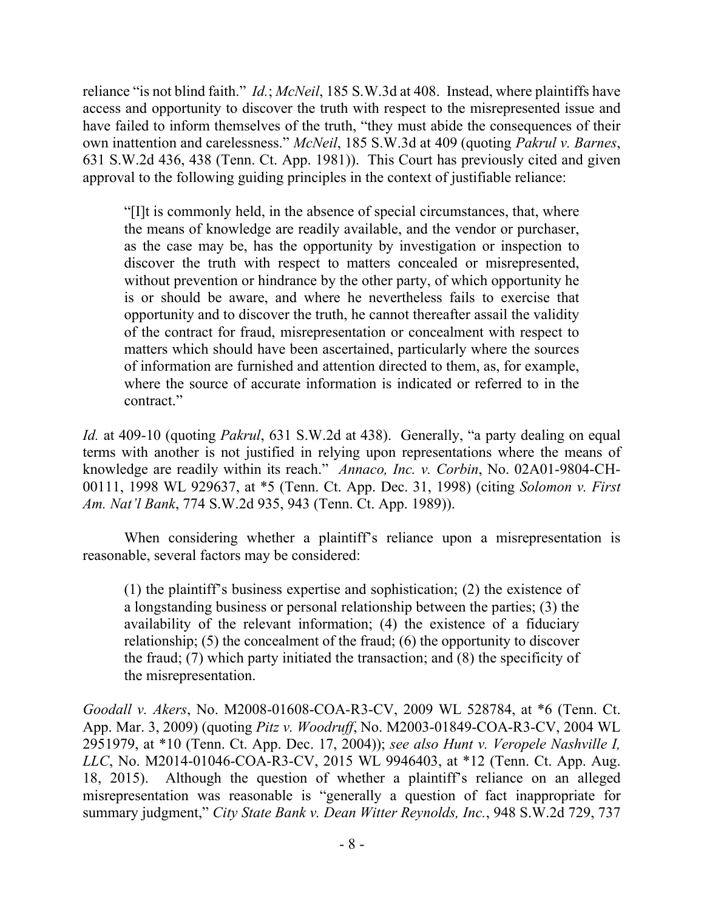reliance "is not blind faith." *Id.*; *McNeil*, 185 S.W.3d at 408. Instead, where plaintiffs have access and opportunity to discover the truth with respect to the misrepresented issue and have failed to inform themselves of the truth, "they must abide the consequences of their own inattention and carelessness." *McNeil*, 185 S.W.3d at 409 (quoting *Pakrul v. Barnes*, 631 S.W.2d 436, 438 (Tenn. Ct. App. 1981)). This Court has previously cited and given approval to the following guiding principles in the context of justifiable reliance:

> "[I]t is commonly held, in the absence of special circumstances, that, where the means of knowledge are readily available, and the vendor or purchaser, as the case may be, has the opportunity by investigation or inspection to discover the truth with respect to matters concealed or misrepresented, without prevention or hindrance by the other party, of which opportunity he is or should be aware, and where he nevertheless fails to exercise that opportunity and to discover the truth, he cannot thereafter assail the validity of the contract for fraud, misrepresentation or concealment with respect to matters which should have been ascertained, particularly where the sources of information are furnished and attention directed to them, as, for example, where the source of accurate information is indicated or referred to in the contract."

*Id.* at 409-10 (quoting *Pakrul*, 631 S.W.2d at 438). Generally, "a party dealing on equal terms with another is not justified in relying upon representations where the means of knowledge are readily within its reach." *Annaco, Inc. v. Corbin*, No. 02A01-9804-CH-00111, 1998 WL 929637, at *5 (Tenn. Ct. App. Dec. 31, 1998) (citing *Solomon v. First Am. Nat'l Bank*, 774 S.W.2d 935, 943 (Tenn. Ct. App. 1989)).

When considering whether a plaintiff's reliance upon a misrepresentation is reasonable, several factors may be considered:

> (1) the plaintiff's business expertise and sophistication; (2) the existence of a longstanding business or personal relationship between the parties; (3) the availability of the relevant information; (4) the existence of a fiduciary relationship; (5) the concealment of the fraud; (6) the opportunity to discover the fraud; (7) which party initiated the transaction; and (8) the specificity of the misrepresentation.

*Goodall v. Akers*, No. M2008-01608-COA-R3-CV, 2009 WL 528784, at *6 (Tenn. Ct. App. Mar. 3, 2009) (quoting *Pitz v. Woodruff*, No. M2003-01849-COA-R3-CV, 2004 WL 2951979, at *10 (Tenn. Ct. App. Dec. 17, 2004)); *see also Hunt v. Veropele Nashville I, LLC*, No. M2014-01046-COA-R3-CV, 2015 WL 9946403, at *12 (Tenn. Ct. App. Aug. 18, 2015). Although the question of whether a plaintiff's reliance on an alleged misrepresentation was reasonable is "generally a question of fact inappropriate for summary judgment," *City State Bank v. Dean Witter Reynolds, Inc.*, 948 S.W.2d 729, 737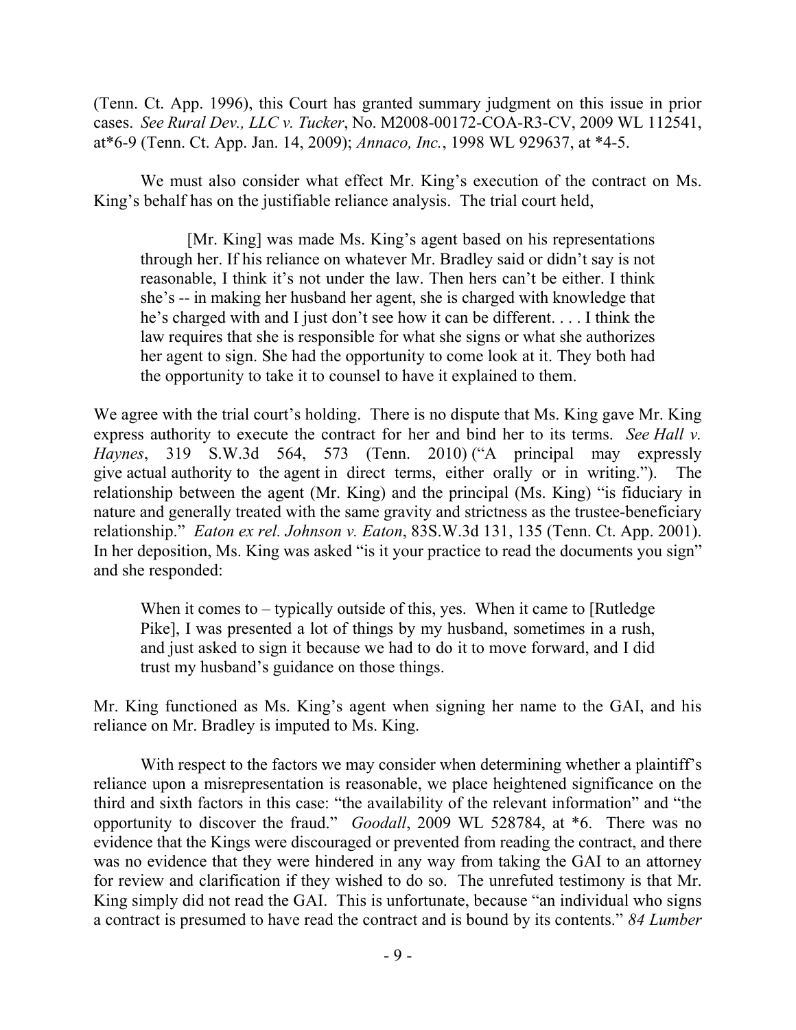(Tenn. Ct. App. 1996), this Court has granted summary judgment on this issue in prior cases. *See Rural Dev., LLC v. Tucker*, No. M2008-00172-COA-R3-CV, 2009 WL 112541, at*6-9 (Tenn. Ct. App. Jan. 14, 2009); *Annaco, Inc.*, 1998 WL 929637, at *4-5.

We must also consider what effect Mr. King's execution of the contract on Ms. King's behalf has on the justifiable reliance analysis. The trial court held,

> [Mr. King] was made Ms. King's agent based on his representations through her. If his reliance on whatever Mr. Bradley said or didn't say is not reasonable, I think it's not under the law. Then hers can't be either. I think she's -- in making her husband her agent, she is charged with knowledge that he's charged with and I just don't see how it can be different. . . . I think the law requires that she is responsible for what she signs or what she authorizes her agent to sign. She had the opportunity to come look at it. They both had the opportunity to take it to counsel to have it explained to them.

We agree with the trial court's holding. There is no dispute that Ms. King gave Mr. King express authority to execute the contract for her and bind her to its terms. *See Hall v. Haynes*, 319 S.W.3d 564, 573 (Tenn. 2010) ("A principal may expressly give actual authority to the agent in direct terms, either orally or in writing."). The relationship between the agent (Mr. King) and the principal (Ms. King) "is fiduciary in nature and generally treated with the same gravity and strictness as the trustee-beneficiary relationship." *Eaton ex rel. Johnson v. Eaton*, 83S.W.3d 131, 135 (Tenn. Ct. App. 2001). In her deposition, Ms. King was asked "is it your practice to read the documents you sign" and she responded:

> When it comes to – typically outside of this, yes. When it came to [Rutledge Pike], I was presented a lot of things by my husband, sometimes in a rush, and just asked to sign it because we had to do it to move forward, and I did trust my husband's guidance on those things.

Mr. King functioned as Ms. King's agent when signing her name to the GAI, and his reliance on Mr. Bradley is imputed to Ms. King.

With respect to the factors we may consider when determining whether a plaintiff's reliance upon a misrepresentation is reasonable, we place heightened significance on the third and sixth factors in this case: "the availability of the relevant information" and "the opportunity to discover the fraud." *Goodall*, 2009 WL 528784, at *6. There was no evidence that the Kings were discouraged or prevented from reading the contract, and there was no evidence that they were hindered in any way from taking the GAI to an attorney for review and clarification if they wished to do so. The unrefuted testimony is that Mr. King simply did not read the GAI. This is unfortunate, because "an individual who signs a contract is presumed to have read the contract and is bound by its contents." *84 Lumber*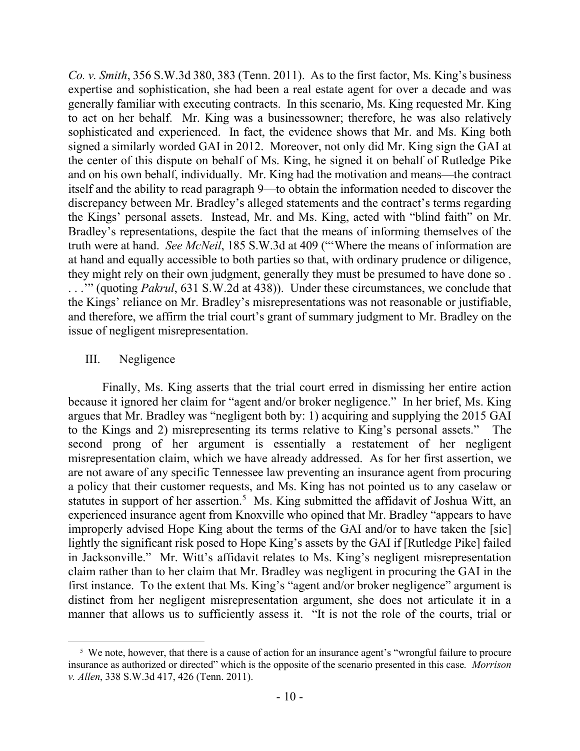*Co. v. Smith*, 356 S.W.3d 380, 383 (Tenn. 2011). As to the first factor, Ms. King's business expertise and sophistication, she had been a real estate agent for over a decade and was generally familiar with executing contracts. In this scenario, Ms. King requested Mr. King to act on her behalf. Mr. King was a businessowner; therefore, he was also relatively sophisticated and experienced. In fact, the evidence shows that Mr. and Ms. King both signed a similarly worded GAI in 2012. Moreover, not only did Mr. King sign the GAI at the center of this dispute on behalf of Ms. King, he signed it on behalf of Rutledge Pike and on his own behalf, individually. Mr. King had the motivation and means—the contract itself and the ability to read paragraph 9—to obtain the information needed to discover the discrepancy between Mr. Bradley's alleged statements and the contract's terms regarding the Kings' personal assets. Instead, Mr. and Ms. King, acted with "blind faith" on Mr. Bradley's representations, despite the fact that the means of informing themselves of the truth were at hand. *See McNeil*, 185 S.W.3d at 409 ("'Where the means of information are at hand and equally accessible to both parties so that, with ordinary prudence or diligence, they might rely on their own judgment, generally they must be presumed to have done so . . . .'" (quoting *Pakrul*, 631 S.W.2d at 438)). Under these circumstances, we conclude that the Kings' reliance on Mr. Bradley's misrepresentations was not reasonable or justifiable, and therefore, we affirm the trial court's grant of summary judgment to Mr. Bradley on the issue of negligent misrepresentation.

## III. Negligence

Finally, Ms. King asserts that the trial court erred in dismissing her entire action because it ignored her claim for "agent and/or broker negligence." In her brief, Ms. King argues that Mr. Bradley was "negligent both by: 1) acquiring and supplying the 2015 GAI to the Kings and 2) misrepresenting its terms relative to King's personal assets." The second prong of her argument is essentially a restatement of her negligent misrepresentation claim, which we have already addressed. As for her first assertion, we are not aware of any specific Tennessee law preventing an insurance agent from procuring a policy that their customer requests, and Ms. King has not pointed us to any caselaw or statutes in support of her assertion.[5] Ms. King submitted the affidavit of Joshua Witt, an experienced insurance agent from Knoxville who opined that Mr. Bradley "appears to have improperly advised Hope King about the terms of the GAI and/or to have taken the [sic] lightly the significant risk posed to Hope King's assets by the GAI if [Rutledge Pike] failed in Jacksonville." Mr. Witt's affidavit relates to Ms. King's negligent misrepresentation claim rather than to her claim that Mr. Bradley was negligent in procuring the GAI in the first instance. To the extent that Ms. King's "agent and/or broker negligence" argument is distinct from her negligent misrepresentation argument, she does not articulate it in a manner that allows us to sufficiently assess it. "It is not the role of the courts, trial or

---

[5] We note, however, that there is a cause of action for an insurance agent's "wrongful failure to procure insurance as authorized or directed" which is the opposite of the scenario presented in this case. *Morrison v. Allen*, 338 S.W.3d 417, 426 (Tenn. 2011).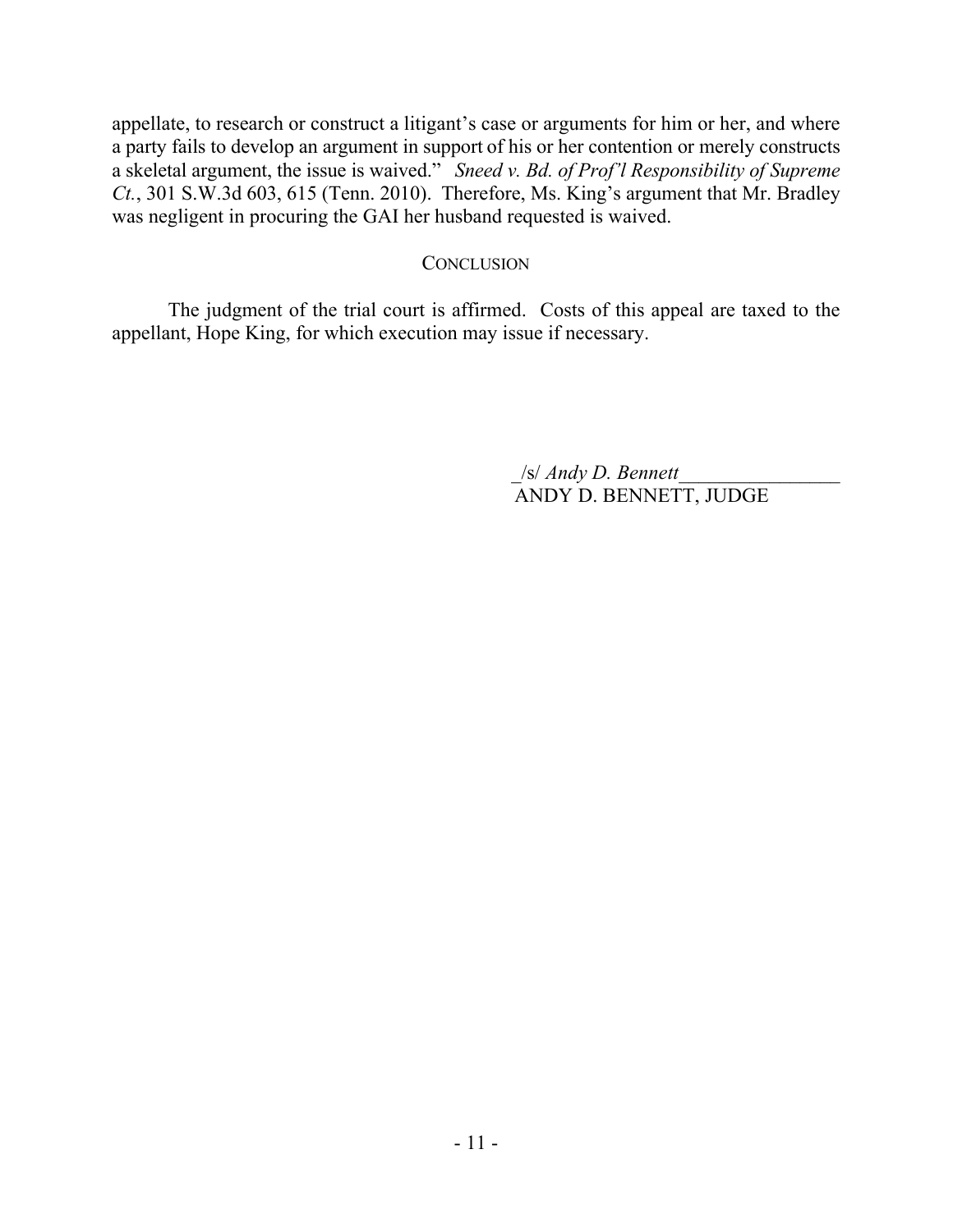appellate, to research or construct a litigant's case or arguments for him or her, and where a party fails to develop an argument in support of his or her contention or merely constructs a skeletal argument, the issue is waived." *Sneed v. Bd. of Prof'l Responsibility of Supreme Ct.*, 301 S.W.3d 603, 615 (Tenn. 2010). Therefore, Ms. King's argument that Mr. Bradley was negligent in procuring the GAI her husband requested is waived.

## CONCLUSION

The judgment of the trial court is affirmed. Costs of this appeal are taxed to the appellant, Hope King, for which execution may issue if necessary.

/s/ *Andy D. Bennett*
ANDY D. BENNETT, JUDGE